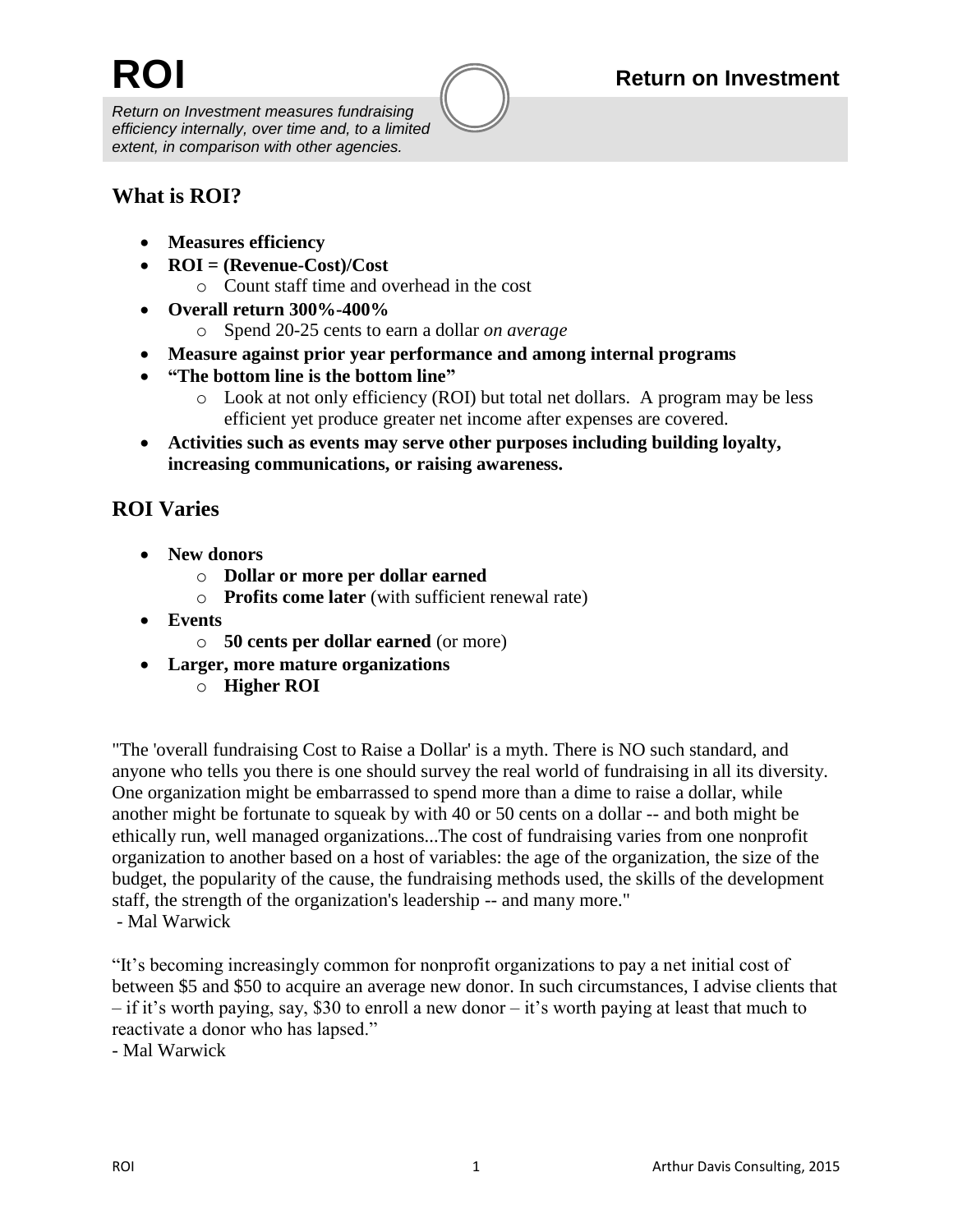# ROI

## Return on Investment

*Return on Investment measures fundraising efficiency internally, over time and, to a limited extent, in comparison with other agencies.*

## What is ROI?

- **Measures efficiency**
- **ROI = (Revenue-Cost)/Cost**
  - Count staff time and overhead in the cost
- **Overall return 300%-400%**
  - Spend 20-25 cents to earn a dollar *on average*
- **Measure against prior year performance and among internal programs**
- **"The bottom line is the bottom line"**
  - Look at not only efficiency (ROI) but total net dollars. A program may be less efficient yet produce greater net income after expenses are covered.
- **Activities such as events may serve other purposes including building loyalty, increasing communications, or raising awareness.**

## ROI Varies

- **New donors**
  - **Dollar or more per dollar earned**
  - **Profits come later** (with sufficient renewal rate)
- **Events**
  - **50 cents per dollar earned** (or more)
- **Larger, more mature organizations**
  - **Higher ROI**

"The 'overall fundraising Cost to Raise a Dollar' is a myth. There is NO such standard, and anyone who tells you there is one should survey the real world of fundraising in all its diversity. One organization might be embarrassed to spend more than a dime to raise a dollar, while another might be fortunate to squeak by with 40 or 50 cents on a dollar -- and both might be ethically run, well managed organizations...The cost of fundraising varies from one nonprofit organization to another based on a host of variables: the age of the organization, the size of the budget, the popularity of the cause, the fundraising methods used, the skills of the development staff, the strength of the organization's leadership -- and many more."
- Mal Warwick

"It's becoming increasingly common for nonprofit organizations to pay a net initial cost of between $5 and $50 to acquire an average new donor. In such circumstances, I advise clients that – if it's worth paying, say, $30 to enroll a new donor – it's worth paying at least that much to reactivate a donor who has lapsed."
- Mal Warwick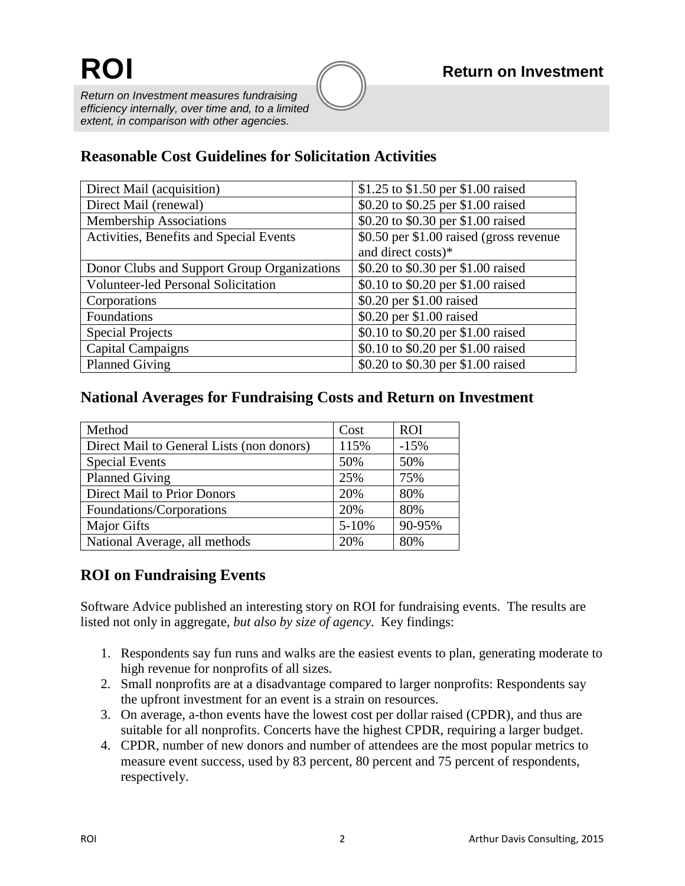# ROI

## Return on Investment

*Return on Investment measures fundraising efficiency internally, over time and, to a limited extent, in comparison with other agencies.*

## Reasonable Cost Guidelines for Solicitation Activities

| Activity | Cost |
|---|---|
| Direct Mail (acquisition) | $1.25 to $1.50 per $1.00 raised |
| Direct Mail (renewal) | $0.20 to $0.25 per $1.00 raised |
| Membership Associations | $0.20 to $0.30 per $1.00 raised |
| Activities, Benefits and Special Events | $0.50 per $1.00 raised (gross revenue and direct costs)* |
| Donor Clubs and Support Group Organizations | $0.20 to $0.30 per $1.00 raised |
| Volunteer-led Personal Solicitation | $0.10 to $0.20 per $1.00 raised |
| Corporations | $0.20 per $1.00 raised |
| Foundations | $0.20 per $1.00 raised |
| Special Projects | $0.10 to $0.20 per $1.00 raised |
| Capital Campaigns | $0.10 to $0.20 per $1.00 raised |
| Planned Giving | $0.20 to $0.30 per $1.00 raised |

## National Averages for Fundraising Costs and Return on Investment

| Method | Cost | ROI |
|---|---|---|
| Direct Mail to General Lists (non donors) | 115% | -15% |
| Special Events | 50% | 50% |
| Planned Giving | 25% | 75% |
| Direct Mail to Prior Donors | 20% | 80% |
| Foundations/Corporations | 20% | 80% |
| Major Gifts | 5-10% | 90-95% |
| National Average, all methods | 20% | 80% |

## ROI on Fundraising Events

Software Advice published an interesting story on ROI for fundraising events. The results are listed not only in aggregate, *but also by size of agency*. Key findings:

1. Respondents say fun runs and walks are the easiest events to plan, generating moderate to high revenue for nonprofits of all sizes.
2. Small nonprofits are at a disadvantage compared to larger nonprofits: Respondents say the upfront investment for an event is a strain on resources.
3. On average, a-thon events have the lowest cost per dollar raised (CPDR), and thus are suitable for all nonprofits. Concerts have the highest CPDR, requiring a larger budget.
4. CPDR, number of new donors and number of attendees are the most popular metrics to measure event success, used by 83 percent, 80 percent and 75 percent of respondents, respectively.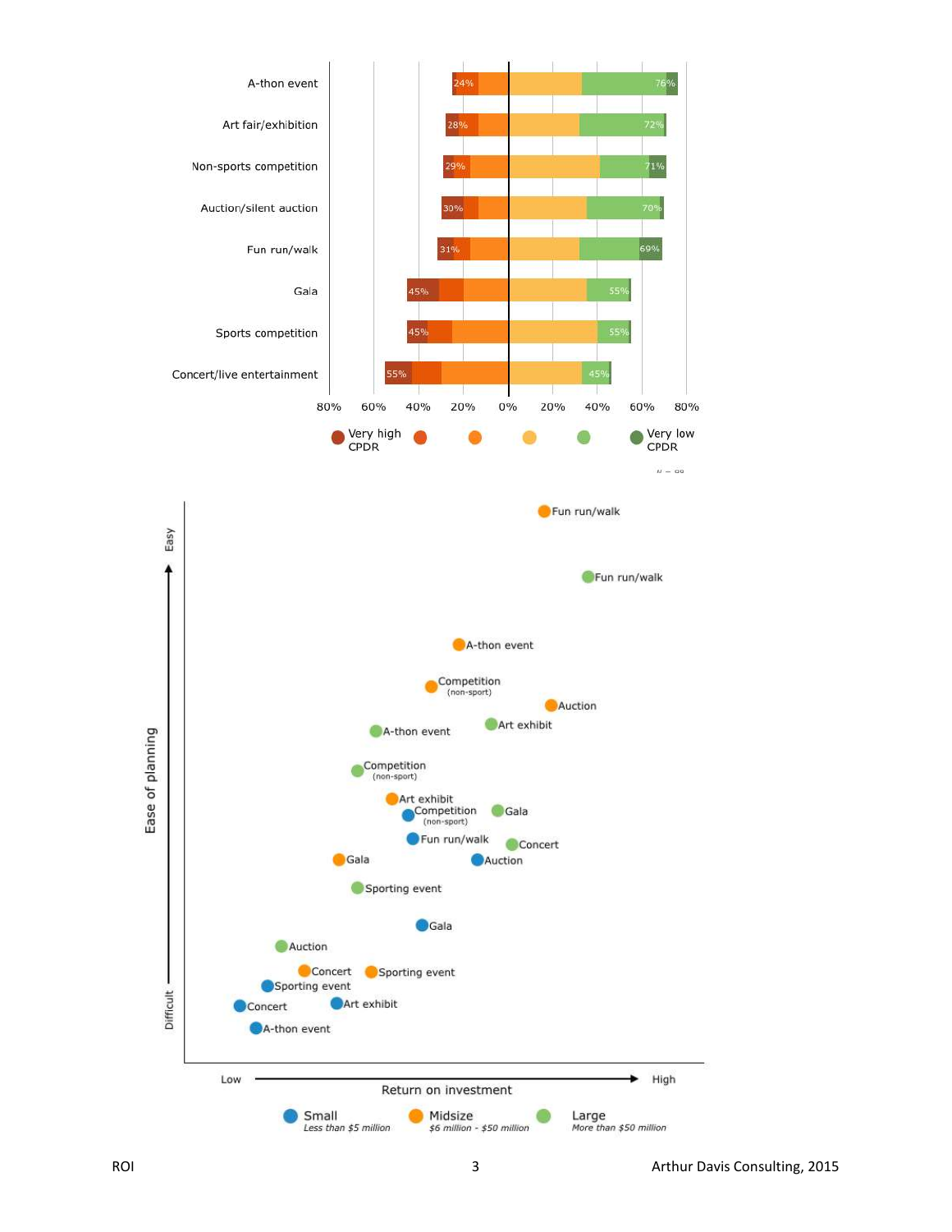| Event type | Higher CPDR | Lower CPDR |
|---|---|---|
| A-thon event | 24% | 76% |
| Art fair/exhibition | 28% | 72% |
| Non-sports competition | 29% | 71% |
| Auction/silent auction | 30% | 70% |
| Fun run/walk | 31% | 69% |
| Gala | 45% | 55% |
| Sports competition | 45% | 55% |
| Concert/live entertainment | 55% | 45% |

Very high CPDR — Very low CPDR

*n = 88*

Ease of planning (Difficult → Easy) vs. Return on investment (Low → High)

| Organization size | Event types plotted |
|---|---|
| Small (Less than $5 million) | Competition (non-sport), Fun run/walk, Auction, Gala, Sporting event, Concert, Art exhibit, A-thon event |
| Midsize ($6 million - $50 million) | Fun run/walk, A-thon event, Competition (non-sport), Auction, Art exhibit, Gala, Concert, Sporting event |
| Large (More than $50 million) | Fun run/walk, A-thon event, Art exhibit, Competition (non-sport), Gala, Concert, Sporting event, Auction |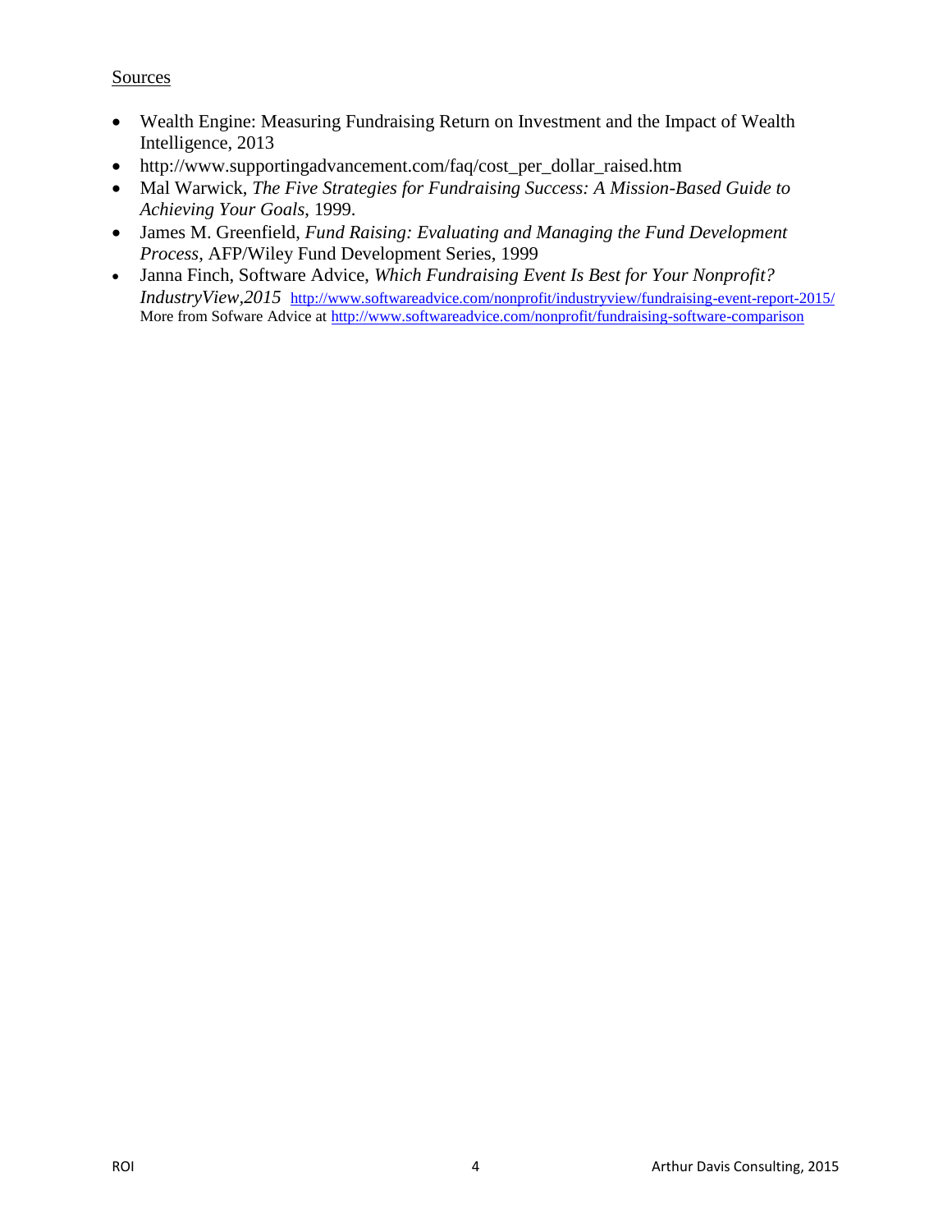Sources

- Wealth Engine: Measuring Fundraising Return on Investment and the Impact of Wealth Intelligence, 2013
- http://www.supportingadvancement.com/faq/cost_per_dollar_raised.htm
- Mal Warwick, *The Five Strategies for Fundraising Success: A Mission-Based Guide to Achieving Your Goals*, 1999.
- James M. Greenfield, *Fund Raising: Evaluating and Managing the Fund Development Process*, AFP/Wiley Fund Development Series, 1999
- Janna Finch, Software Advice, *Which Fundraising Event Is Best for Your Nonprofit? IndustryView,2015* http://www.softwareadvice.com/nonprofit/industryview/fundraising-event-report-2015/ More from Sofware Advice at http://www.softwareadvice.com/nonprofit/fundraising-software-comparison